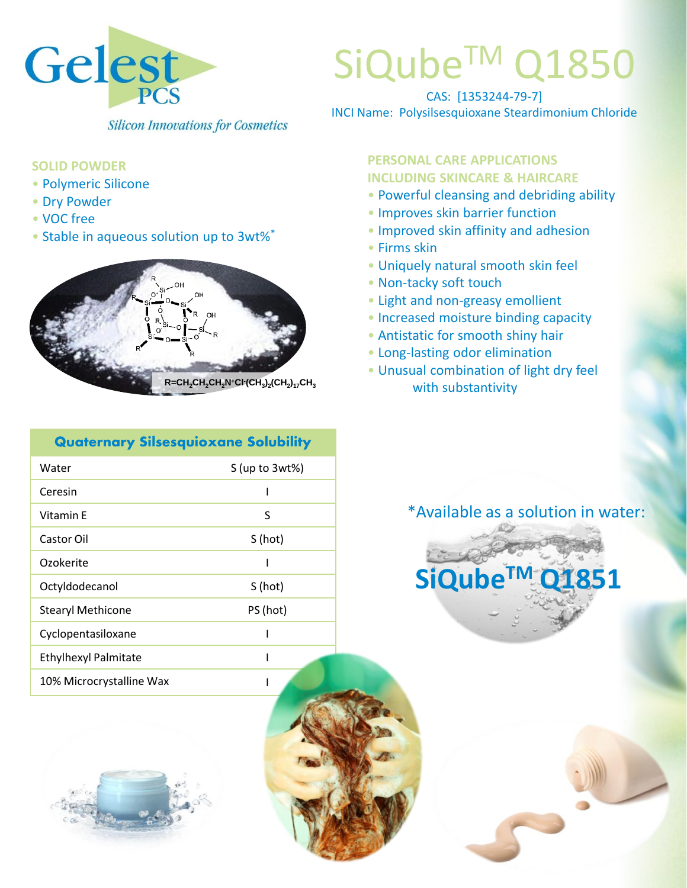Gelest PCS

*Silicon Innovations for Cosmetics*

# SiQube™ Q1850

CAS: [1353244-79-7]

INCI Name: Polysilsesquioxane Steardimonium Chloride

## SOLID POWDER

- Polymeric Silicone
- Dry Powder
- VOC free
- Stable in aqueous solution up to 3wt%*

$R=CH_2CH_2CH_2N^+Cl^-(CH_3)_2(CH_2)_{17}CH_3$

## PERSONAL CARE APPLICATIONS INCLUDING SKINCARE & HAIRCARE

- Powerful cleansing and debriding ability
- Improves skin barrier function
- Improved skin affinity and adhesion
- Firms skin
- Uniquely natural smooth skin feel
- Non-tacky soft touch
- Light and non-greasy emollient
- Increased moisture binding capacity
- Antistatic for smooth shiny hair
- Long-lasting odor elimination
- Unusual combination of light dry feel with substantivity

| Quaternary Silsesquioxane Solubility | |
|---|---|
| Water | S (up to 3wt%) |
| Ceresin | I |
| Vitamin E | S |
| Castor Oil | S (hot) |
| Ozokerite | I |
| Octyldodecanol | S (hot) |
| Stearyl Methicone | PS (hot) |
| Cyclopentasiloxane | I |
| Ethylhexyl Palmitate | I |
| 10% Microcrystalline Wax | I |

*Available as a solution in water:

**SiQube™ Q1851**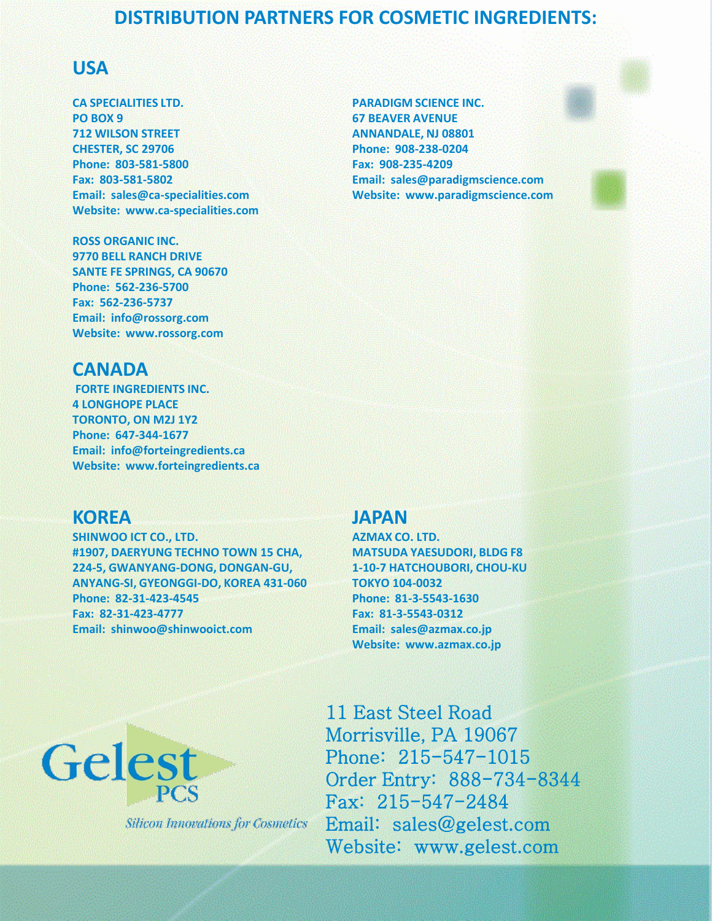# DISTRIBUTION PARTNERS FOR COSMETIC INGREDIENTS:

## USA

**CA SPECIALITIES LTD.**
**PO BOX 9**
**712 WILSON STREET**
**CHESTER, SC 29706**
**Phone: 803-581-5800**
**Fax: 803-581-5802**
**Email: sales@ca-specialities.com**
**Website: www.ca-specialities.com**

**ROSS ORGANIC INC.**
**9770 BELL RANCH DRIVE**
**SANTE FE SPRINGS, CA 90670**
**Phone: 562-236-5700**
**Fax: 562-236-5737**
**Email: info@rossorg.com**
**Website: www.rossorg.com**

**PARADIGM SCIENCE INC.**
**67 BEAVER AVENUE**
**ANNANDALE, NJ 08801**
**Phone: 908-238-0204**
**Fax: 908-235-4209**
**Email: sales@paradigmscience.com**
**Website: www.paradigmscience.com**

## CANADA

**FORTE INGREDIENTS INC.**
**4 LONGHOPE PLACE**
**TORONTO, ON M2J 1Y2**
**Phone: 647-344-1677**
**Email: info@forteingredients.ca**
**Website: www.forteingredients.ca**

## KOREA

**SHINWOO ICT CO., LTD.**
**#1907, DAERYUNG TECHNO TOWN 15 CHA,**
**224-5, GWANYANG-DONG, DONGAN-GU,**
**ANYANG-SI, GYEONGGI-DO, KOREA 431-060**
**Phone: 82-31-423-4545**
**Fax: 82-31-423-4777**
**Email: shinwoo@shinwooict.com**

## JAPAN

**AZMAX CO. LTD.**
**MATSUDA YAESUDORI, BLDG F8**
**1-10-7 HATCHOUBORI, CHOU-KU**
**TOKYO 104-0032**
**Phone: 81-3-5543-1630**
**Fax: 81-3-5543-0312**
**Email: sales@azmax.co.jp**
**Website: www.azmax.co.jp**

Gelest PCS

*Silicon Innovations for Cosmetics*

11 East Steel Road
Morrisville, PA 19067
Phone: 215-547-1015
Order Entry: 888-734-8344
Fax: 215-547-2484
Email: sales@gelest.com
Website: www.gelest.com